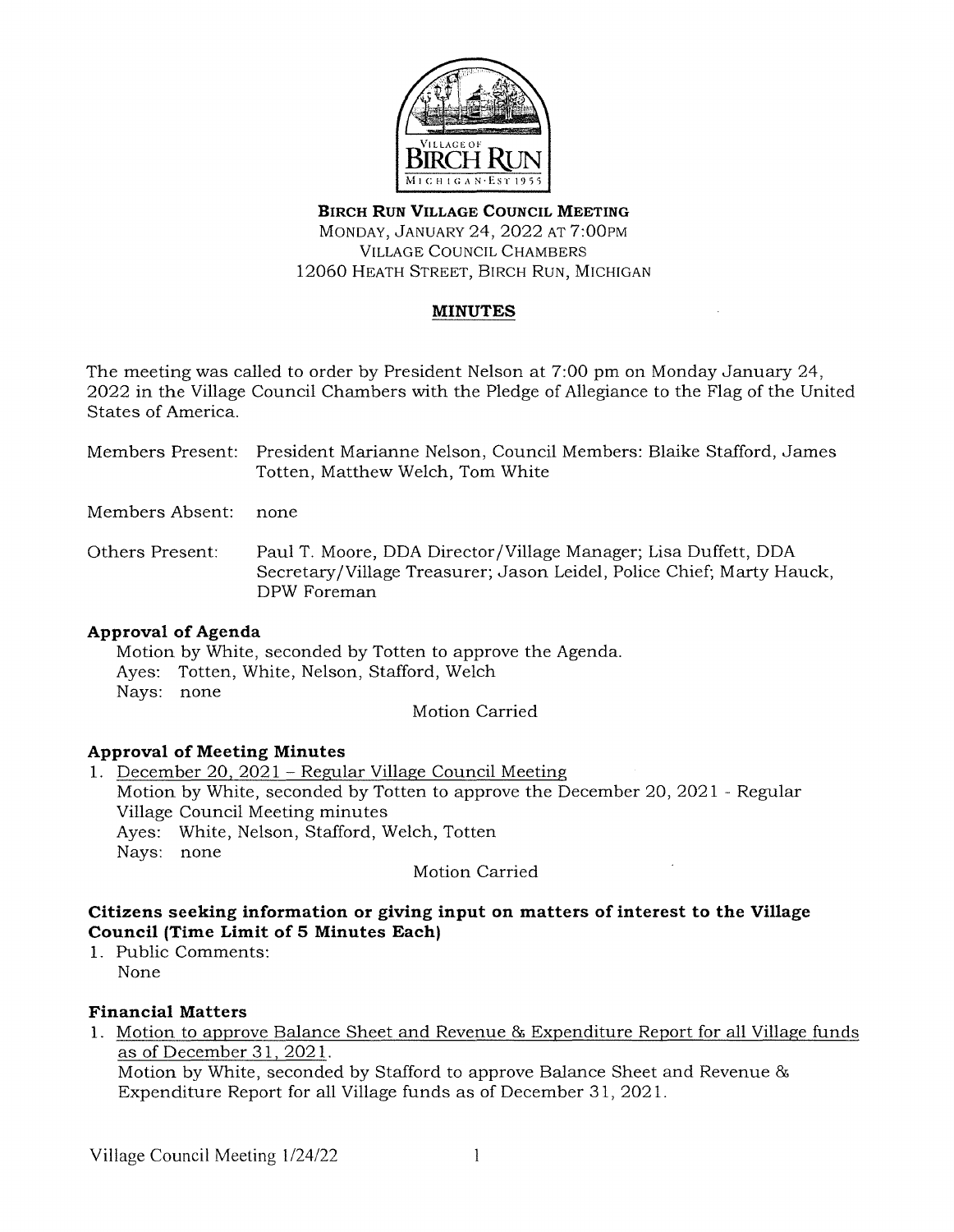**BIRCH RUN VILLAGE COUNCIL MEETING**
MONDAY, JANUARY 24, 2022 AT 7:00PM
VILLAGE COUNCIL CHAMBERS
12060 HEATH STREET, BIRCH RUN, MICHIGAN

## MINUTES

The meeting was called to order by President Nelson at 7:00 pm on Monday January 24, 2022 in the Village Council Chambers with the Pledge of Allegiance to the Flag of the United States of America.

Members Present: President Marianne Nelson, Council Members: Blaike Stafford, James Totten, Matthew Welch, Tom White

Members Absent: none

Others Present: Paul T. Moore, DDA Director/Village Manager; Lisa Duffett, DDA Secretary/Village Treasurer; Jason Leidel, Police Chief; Marty Hauck, DPW Foreman

### Approval of Agenda

Motion by White, seconded by Totten to approve the Agenda.
Ayes: Totten, White, Nelson, Stafford, Welch
Nays: none

Motion Carried

### Approval of Meeting Minutes

1. December 20, 2021 – Regular Village Council Meeting
   Motion by White, seconded by Totten to approve the December 20, 2021 - Regular Village Council Meeting minutes
   Ayes: White, Nelson, Stafford, Welch, Totten
   Nays: none

   Motion Carried

### Citizens seeking information or giving input on matters of interest to the Village Council (Time Limit of 5 Minutes Each)

1. Public Comments:
   None

### Financial Matters

1. Motion to approve Balance Sheet and Revenue & Expenditure Report for all Village funds as of December 31, 2021.
   Motion by White, seconded by Stafford to approve Balance Sheet and Revenue & Expenditure Report for all Village funds as of December 31, 2021.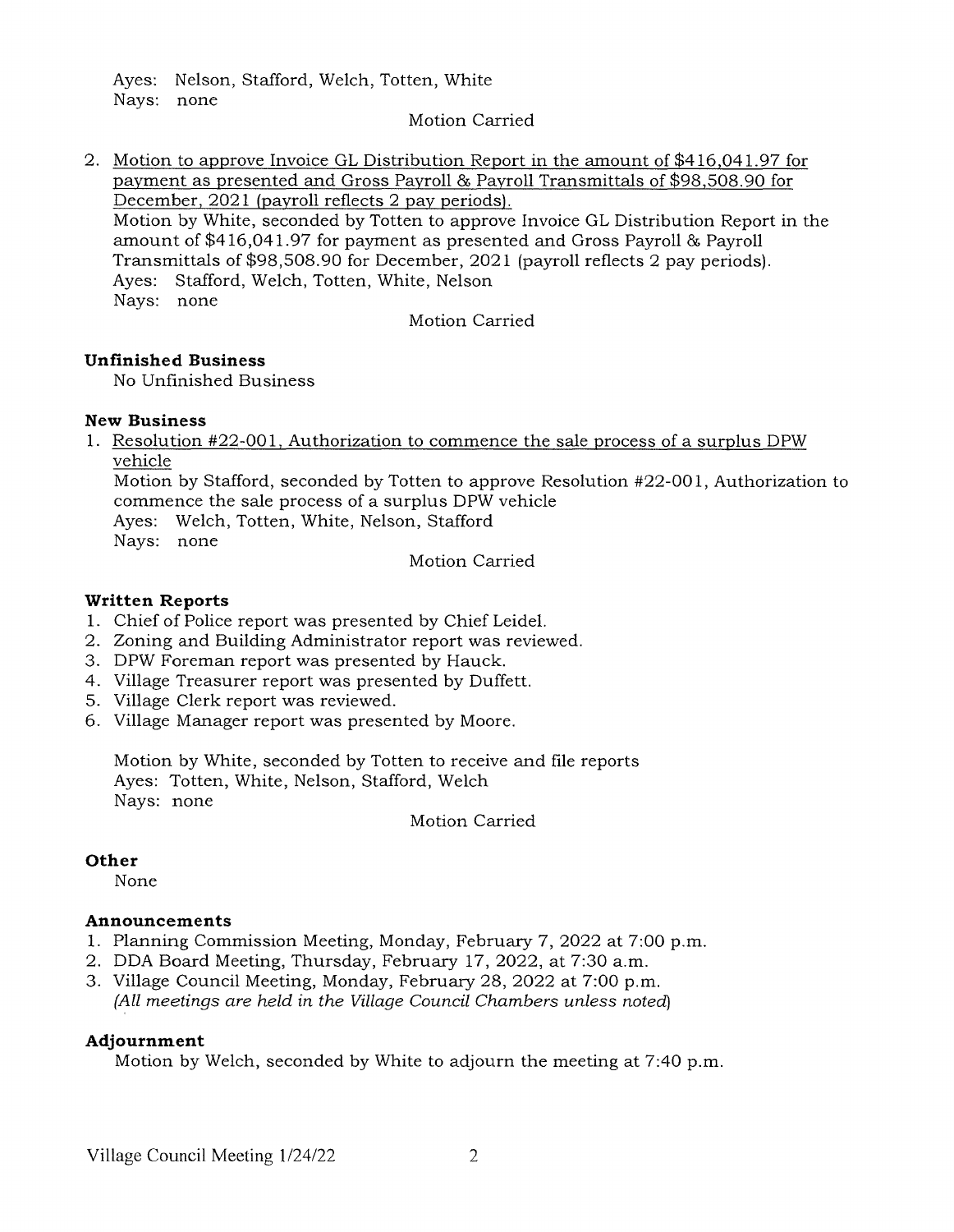Ayes: Nelson, Stafford, Welch, Totten, White
Nays: none

Motion Carried

2. Motion to approve Invoice GL Distribution Report in the amount of $416,041.97 for payment as presented and Gross Payroll & Payroll Transmittals of $98,508.90 for December, 2021 (payroll reflects 2 pay periods).
   Motion by White, seconded by Totten to approve Invoice GL Distribution Report in the amount of $416,041.97 for payment as presented and Gross Payroll & Payroll Transmittals of $98,508.90 for December, 2021 (payroll reflects 2 pay periods).
   Ayes: Stafford, Welch, Totten, White, Nelson
   Nays: none

   Motion Carried

**Unfinished Business**

No Unfinished Business

**New Business**

1. Resolution #22-001, Authorization to commence the sale process of a surplus DPW vehicle
   Motion by Stafford, seconded by Totten to approve Resolution #22-001, Authorization to commence the sale process of a surplus DPW vehicle
   Ayes: Welch, Totten, White, Nelson, Stafford
   Nays: none

   Motion Carried

**Written Reports**

1. Chief of Police report was presented by Chief Leidel.
2. Zoning and Building Administrator report was reviewed.
3. DPW Foreman report was presented by Hauck.
4. Village Treasurer report was presented by Duffett.
5. Village Clerk report was reviewed.
6. Village Manager report was presented by Moore.

Motion by White, seconded by Totten to receive and file reports
Ayes: Totten, White, Nelson, Stafford, Welch
Nays: none

Motion Carried

**Other**

None

**Announcements**

1. Planning Commission Meeting, Monday, February 7, 2022 at 7:00 p.m.
2. DDA Board Meeting, Thursday, February 17, 2022, at 7:30 a.m.
3. Village Council Meeting, Monday, February 28, 2022 at 7:00 p.m.
   *(All meetings are held in the Village Council Chambers unless noted)*

**Adjournment**

Motion by Welch, seconded by White to adjourn the meeting at 7:40 p.m.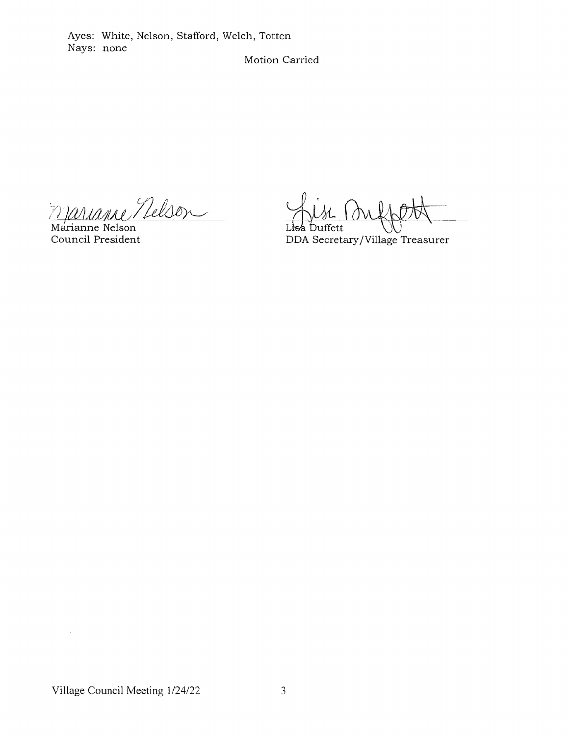Ayes: White, Nelson, Stafford, Welch, Totten
Nays: none

Motion Carried

Marianne Nelson
Council President

Lisa Duffett
DDA Secretary/Village Treasurer